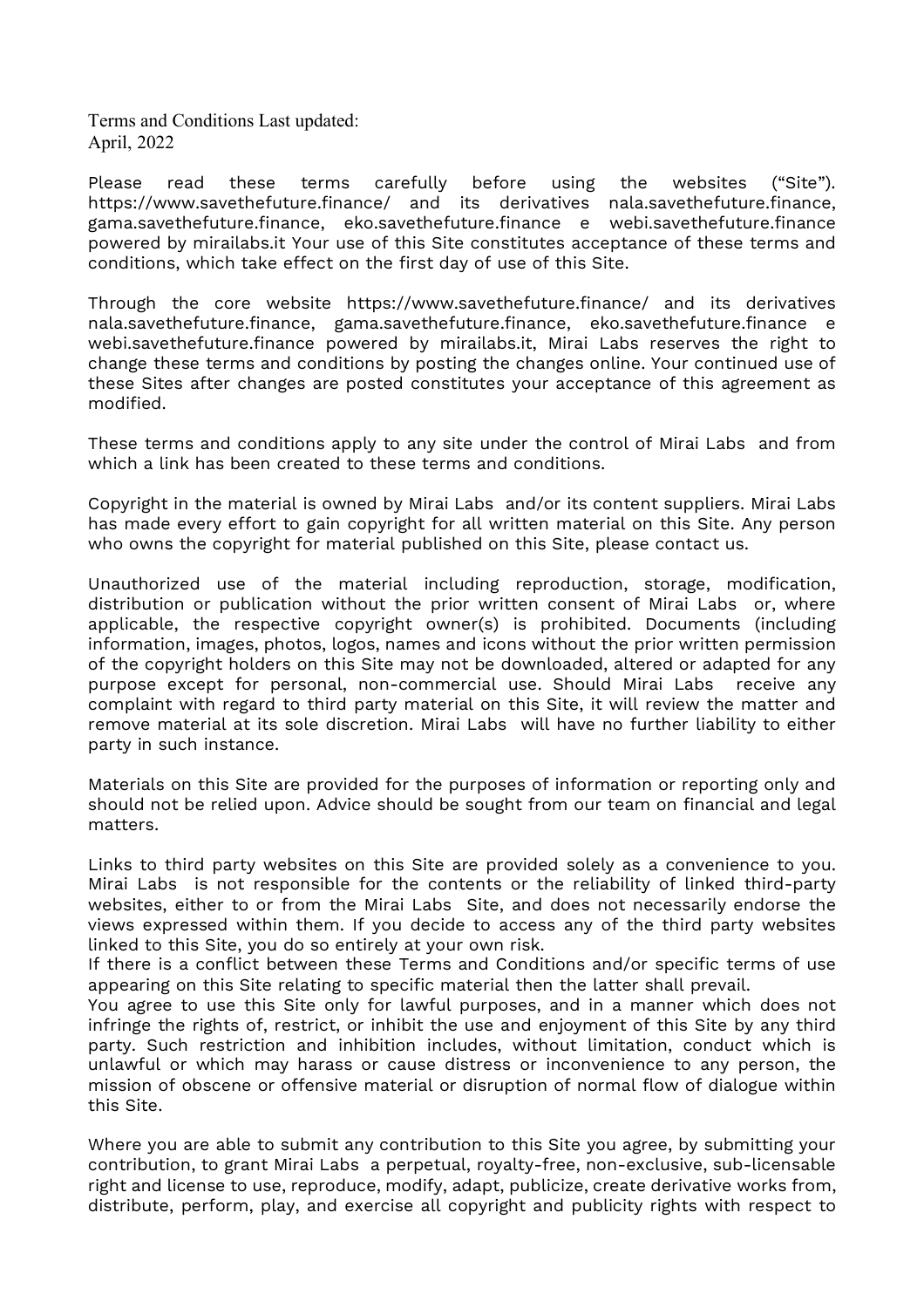Terms and Conditions Last updated:
April, 2022

Please read these terms carefully before using the websites ("Site"). https://www.savethefuture.finance/ and its derivatives nala.savethefuture.finance, gama.savethefuture.finance, eko.savethefuture.finance e webi.savethefuture.finance powered by mirailabs.it Your use of this Site constitutes acceptance of these terms and conditions, which take effect on the first day of use of this Site.

Through the core website https://www.savethefuture.finance/ and its derivatives nala.savethefuture.finance, gama.savethefuture.finance, eko.savethefuture.finance e webi.savethefuture.finance powered by mirailabs.it, Mirai Labs reserves the right to change these terms and conditions by posting the changes online. Your continued use of these Sites after changes are posted constitutes your acceptance of this agreement as modified.

These terms and conditions apply to any site under the control of Mirai Labs and from which a link has been created to these terms and conditions.

Copyright in the material is owned by Mirai Labs and/or its content suppliers. Mirai Labs has made every effort to gain copyright for all written material on this Site. Any person who owns the copyright for material published on this Site, please contact us.

Unauthorized use of the material including reproduction, storage, modification, distribution or publication without the prior written consent of Mirai Labs or, where applicable, the respective copyright owner(s) is prohibited. Documents (including information, images, photos, logos, names and icons without the prior written permission of the copyright holders on this Site may not be downloaded, altered or adapted for any purpose except for personal, non-commercial use. Should Mirai Labs receive any complaint with regard to third party material on this Site, it will review the matter and remove material at its sole discretion. Mirai Labs will have no further liability to either party in such instance.

Materials on this Site are provided for the purposes of information or reporting only and should not be relied upon. Advice should be sought from our team on financial and legal matters.

Links to third party websites on this Site are provided solely as a convenience to you. Mirai Labs is not responsible for the contents or the reliability of linked third-party websites, either to or from the Mirai Labs Site, and does not necessarily endorse the views expressed within them. If you decide to access any of the third party websites linked to this Site, you do so entirely at your own risk.
If there is a conflict between these Terms and Conditions and/or specific terms of use appearing on this Site relating to specific material then the latter shall prevail.
You agree to use this Site only for lawful purposes, and in a manner which does not infringe the rights of, restrict, or inhibit the use and enjoyment of this Site by any third party. Such restriction and inhibition includes, without limitation, conduct which is unlawful or which may harass or cause distress or inconvenience to any person, the mission of obscene or offensive material or disruption of normal flow of dialogue within this Site.

Where you are able to submit any contribution to this Site you agree, by submitting your contribution, to grant Mirai Labs a perpetual, royalty-free, non-exclusive, sub-licensable right and license to use, reproduce, modify, adapt, publicize, create derivative works from, distribute, perform, play, and exercise all copyright and publicity rights with respect to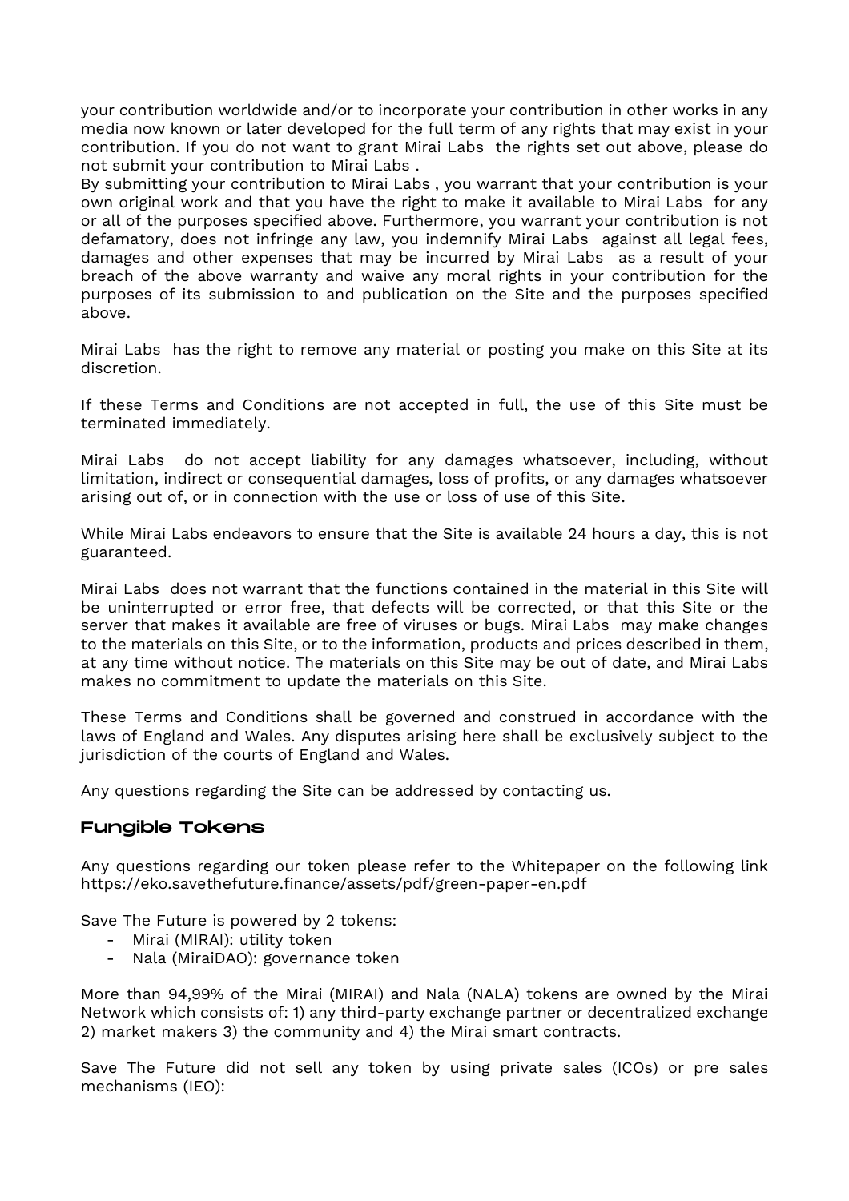your contribution worldwide and/or to incorporate your contribution in other works in any media now known or later developed for the full term of any rights that may exist in your contribution. If you do not want to grant Mirai Labs the rights set out above, please do not submit your contribution to Mirai Labs .
By submitting your contribution to Mirai Labs , you warrant that your contribution is your own original work and that you have the right to make it available to Mirai Labs for any or all of the purposes specified above. Furthermore, you warrant your contribution is not defamatory, does not infringe any law, you indemnify Mirai Labs against all legal fees, damages and other expenses that may be incurred by Mirai Labs as a result of your breach of the above warranty and waive any moral rights in your contribution for the purposes of its submission to and publication on the Site and the purposes specified above.

Mirai Labs has the right to remove any material or posting you make on this Site at its discretion.

If these Terms and Conditions are not accepted in full, the use of this Site must be terminated immediately.

Mirai Labs do not accept liability for any damages whatsoever, including, without limitation, indirect or consequential damages, loss of profits, or any damages whatsoever arising out of, or in connection with the use or loss of use of this Site.

While Mirai Labs endeavors to ensure that the Site is available 24 hours a day, this is not guaranteed.

Mirai Labs does not warrant that the functions contained in the material in this Site will be uninterrupted or error free, that defects will be corrected, or that this Site or the server that makes it available are free of viruses or bugs. Mirai Labs may make changes to the materials on this Site, or to the information, products and prices described in them, at any time without notice. The materials on this Site may be out of date, and Mirai Labs makes no commitment to update the materials on this Site.

These Terms and Conditions shall be governed and construed in accordance with the laws of England and Wales. Any disputes arising here shall be exclusively subject to the jurisdiction of the courts of England and Wales.

Any questions regarding the Site can be addressed by contacting us.

## Fungible Tokens

Any questions regarding our token please refer to the Whitepaper on the following link https://eko.savethefuture.finance/assets/pdf/green-paper-en.pdf

Save The Future is powered by 2 tokens:

- Mirai (MIRAI): utility token
- Nala (MiraiDAO): governance token

More than 94,99% of the Mirai (MIRAI) and Nala (NALA) tokens are owned by the Mirai Network which consists of: 1) any third-party exchange partner or decentralized exchange 2) market makers 3) the community and 4) the Mirai smart contracts.

Save The Future did not sell any token by using private sales (ICOs) or pre sales mechanisms (IEO):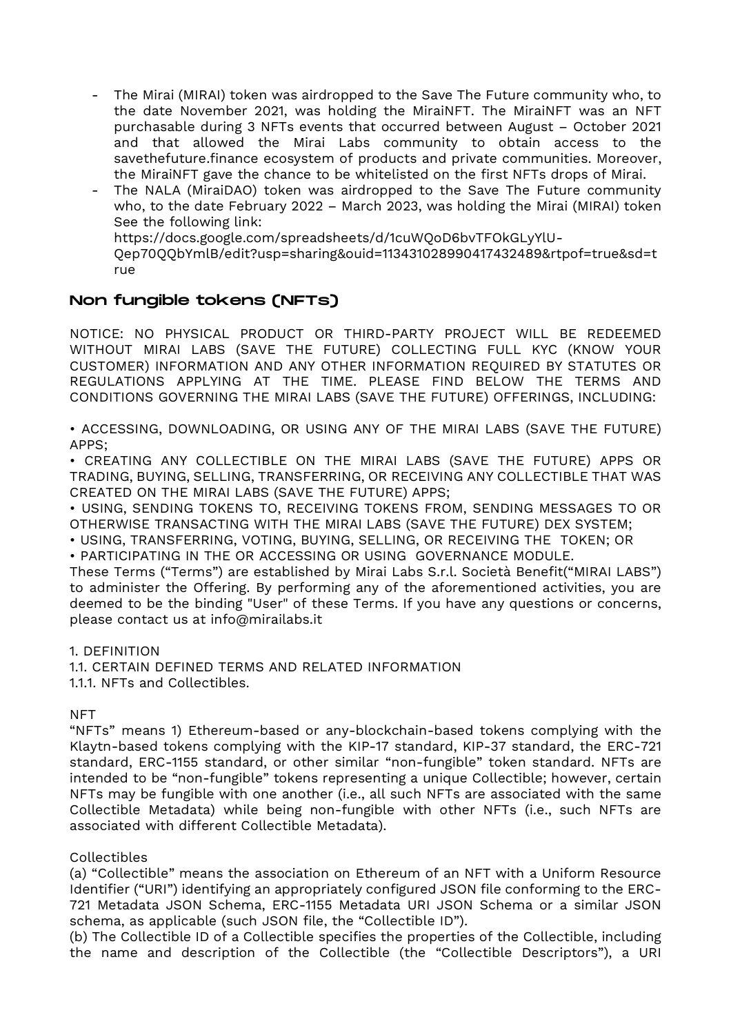- The Mirai (MIRAI) token was airdropped to the Save The Future community who, to the date November 2021, was holding the MiraiNFT. The MiraiNFT was an NFT purchasable during 3 NFTs events that occurred between August – October 2021 and that allowed the Mirai Labs community to obtain access to the savethefuture.finance ecosystem of products and private communities. Moreover, the MiraiNFT gave the chance to be whitelisted on the first NFTs drops of Mirai.
- The NALA (MiraiDAO) token was airdropped to the Save The Future community who, to the date February 2022 – March 2023, was holding the Mirai (MIRAI) token See the following link: https://docs.google.com/spreadsheets/d/1cuWQoD6bvTFOkGLyYlU-Qep70QQbYmlB/edit?usp=sharing&ouid=113431028990417432489&rtpof=true&sd=true

## Non fungible tokens (NFTs)

NOTICE: NO PHYSICAL PRODUCT OR THIRD-PARTY PROJECT WILL BE REDEEMED WITHOUT MIRAI LABS (SAVE THE FUTURE) COLLECTING FULL KYC (KNOW YOUR CUSTOMER) INFORMATION AND ANY OTHER INFORMATION REQUIRED BY STATUTES OR REGULATIONS APPLYING AT THE TIME. PLEASE FIND BELOW THE TERMS AND CONDITIONS GOVERNING THE MIRAI LABS (SAVE THE FUTURE) OFFERINGS, INCLUDING:

• ACCESSING, DOWNLOADING, OR USING ANY OF THE MIRAI LABS (SAVE THE FUTURE) APPS;
• CREATING ANY COLLECTIBLE ON THE MIRAI LABS (SAVE THE FUTURE) APPS OR TRADING, BUYING, SELLING, TRANSFERRING, OR RECEIVING ANY COLLECTIBLE THAT WAS CREATED ON THE MIRAI LABS (SAVE THE FUTURE) APPS;
• USING, SENDING TOKENS TO, RECEIVING TOKENS FROM, SENDING MESSAGES TO OR OTHERWISE TRANSACTING WITH THE MIRAI LABS (SAVE THE FUTURE) DEX SYSTEM;
• USING, TRANSFERRING, VOTING, BUYING, SELLING, OR RECEIVING THE TOKEN; OR
• PARTICIPATING IN THE OR ACCESSING OR USING GOVERNANCE MODULE.

These Terms ("Terms") are established by Mirai Labs S.r.l. Società Benefit("MIRAI LABS") to administer the Offering. By performing any of the aforementioned activities, you are deemed to be the binding "User" of these Terms. If you have any questions or concerns, please contact us at info@mirailabs.it

1. DEFINITION
1.1. CERTAIN DEFINED TERMS AND RELATED INFORMATION
1.1.1. NFTs and Collectibles.

NFT

"NFTs" means 1) Ethereum-based or any-blockchain-based tokens complying with the Klaytn-based tokens complying with the KIP-17 standard, KIP-37 standard, the ERC-721 standard, ERC-1155 standard, or other similar "non-fungible" token standard. NFTs are intended to be "non-fungible" tokens representing a unique Collectible; however, certain NFTs may be fungible with one another (i.e., all such NFTs are associated with the same Collectible Metadata) while being non-fungible with other NFTs (i.e., such NFTs are associated with different Collectible Metadata).

Collectibles

(a) "Collectible" means the association on Ethereum of an NFT with a Uniform Resource Identifier ("URI") identifying an appropriately configured JSON file conforming to the ERC-721 Metadata JSON Schema, ERC-1155 Metadata URI JSON Schema or a similar JSON schema, as applicable (such JSON file, the "Collectible ID").

(b) The Collectible ID of a Collectible specifies the properties of the Collectible, including the name and description of the Collectible (the "Collectible Descriptors"), a URI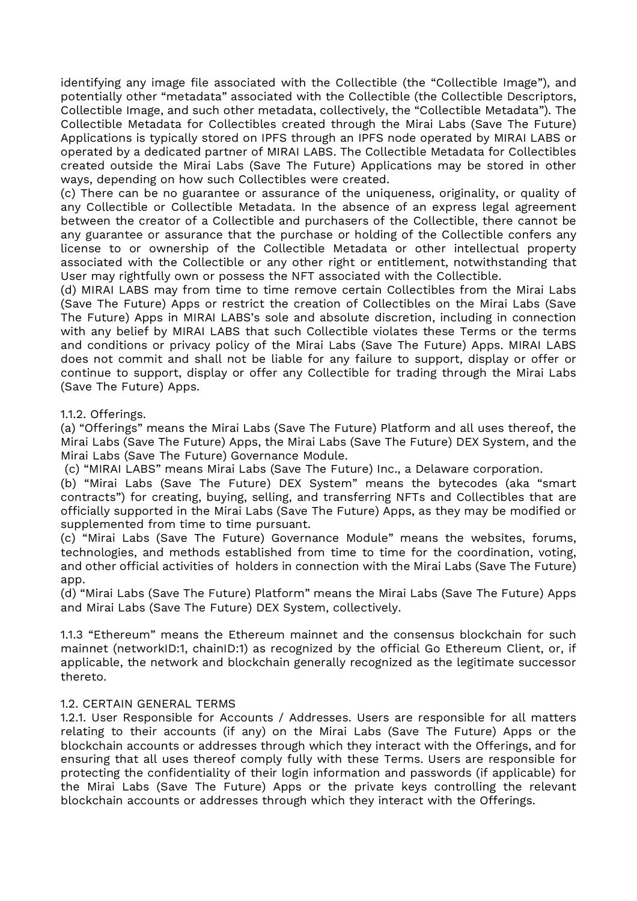identifying any image file associated with the Collectible (the "Collectible Image"), and potentially other "metadata" associated with the Collectible (the Collectible Descriptors, Collectible Image, and such other metadata, collectively, the "Collectible Metadata"). The Collectible Metadata for Collectibles created through the Mirai Labs (Save The Future) Applications is typically stored on IPFS through an IPFS node operated by MIRAI LABS or operated by a dedicated partner of MIRAI LABS. The Collectible Metadata for Collectibles created outside the Mirai Labs (Save The Future) Applications may be stored in other ways, depending on how such Collectibles were created.

(c) There can be no guarantee or assurance of the uniqueness, originality, or quality of any Collectible or Collectible Metadata. In the absence of an express legal agreement between the creator of a Collectible and purchasers of the Collectible, there cannot be any guarantee or assurance that the purchase or holding of the Collectible confers any license to or ownership of the Collectible Metadata or other intellectual property associated with the Collectible or any other right or entitlement, notwithstanding that User may rightfully own or possess the NFT associated with the Collectible.

(d) MIRAI LABS may from time to time remove certain Collectibles from the Mirai Labs (Save The Future) Apps or restrict the creation of Collectibles on the Mirai Labs (Save The Future) Apps in MIRAI LABS's sole and absolute discretion, including in connection with any belief by MIRAI LABS that such Collectible violates these Terms or the terms and conditions or privacy policy of the Mirai Labs (Save The Future) Apps. MIRAI LABS does not commit and shall not be liable for any failure to support, display or offer or continue to support, display or offer any Collectible for trading through the Mirai Labs (Save The Future) Apps.

1.1.2. Offerings.

(a) "Offerings" means the Mirai Labs (Save The Future) Platform and all uses thereof, the Mirai Labs (Save The Future) Apps, the Mirai Labs (Save The Future) DEX System, and the Mirai Labs (Save The Future) Governance Module.

(c) "MIRAI LABS" means Mirai Labs (Save The Future) Inc., a Delaware corporation.

(b) "Mirai Labs (Save The Future) DEX System" means the bytecodes (aka "smart contracts") for creating, buying, selling, and transferring NFTs and Collectibles that are officially supported in the Mirai Labs (Save The Future) Apps, as they may be modified or supplemented from time to time pursuant.

(c) "Mirai Labs (Save The Future) Governance Module" means the websites, forums, technologies, and methods established from time to time for the coordination, voting, and other official activities of holders in connection with the Mirai Labs (Save The Future) app.

(d) "Mirai Labs (Save The Future) Platform" means the Mirai Labs (Save The Future) Apps and Mirai Labs (Save The Future) DEX System, collectively.

1.1.3 "Ethereum" means the Ethereum mainnet and the consensus blockchain for such mainnet (networkID:1, chainID:1) as recognized by the official Go Ethereum Client, or, if applicable, the network and blockchain generally recognized as the legitimate successor thereto.

1.2. CERTAIN GENERAL TERMS

1.2.1. User Responsible for Accounts / Addresses. Users are responsible for all matters relating to their accounts (if any) on the Mirai Labs (Save The Future) Apps or the blockchain accounts or addresses through which they interact with the Offerings, and for ensuring that all uses thereof comply fully with these Terms. Users are responsible for protecting the confidentiality of their login information and passwords (if applicable) for the Mirai Labs (Save The Future) Apps or the private keys controlling the relevant blockchain accounts or addresses through which they interact with the Offerings.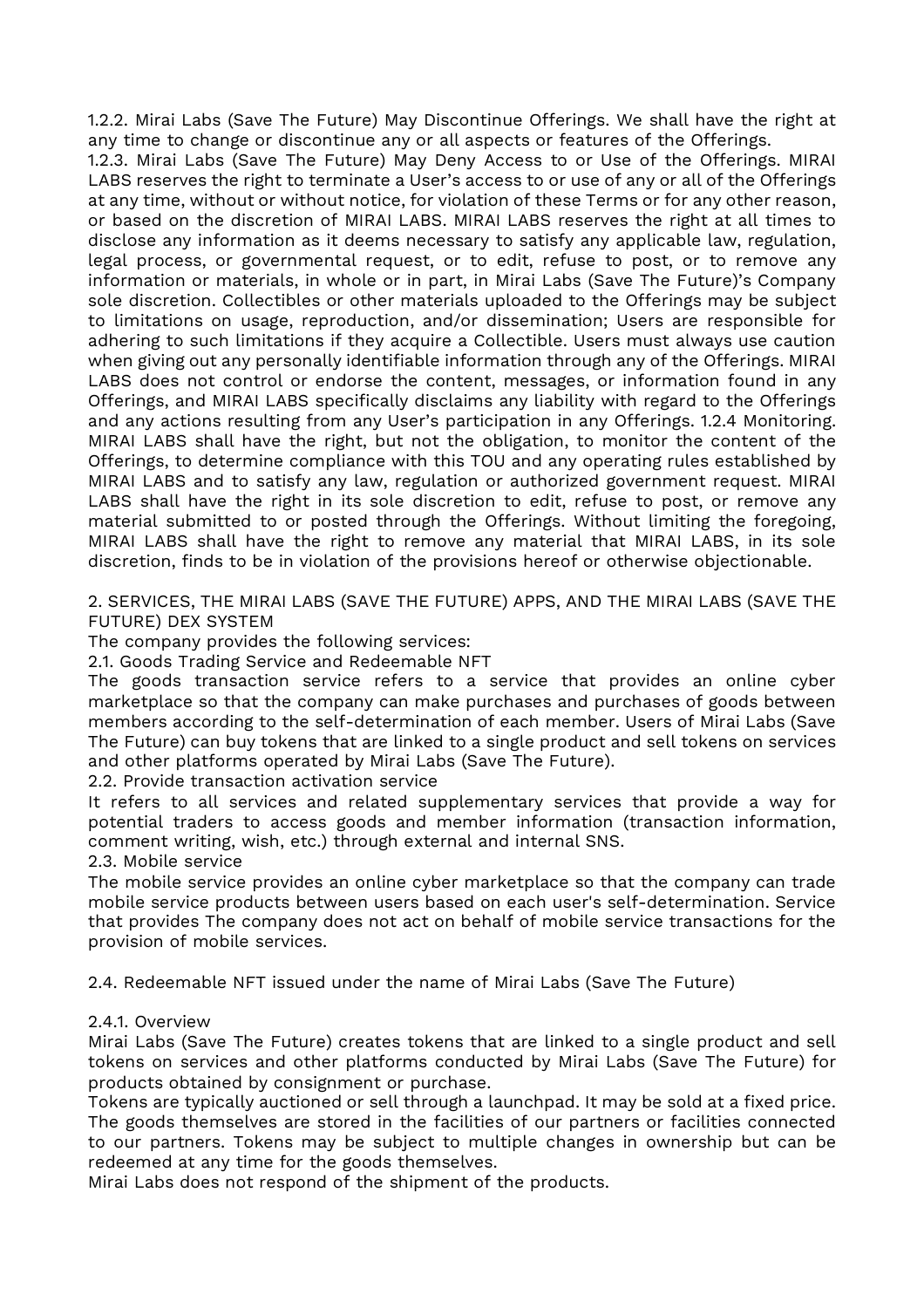1.2.2. Mirai Labs (Save The Future) May Discontinue Offerings. We shall have the right at any time to change or discontinue any or all aspects or features of the Offerings.

1.2.3. Mirai Labs (Save The Future) May Deny Access to or Use of the Offerings. MIRAI LABS reserves the right to terminate a User's access to or use of any or all of the Offerings at any time, without or without notice, for violation of these Terms or for any other reason, or based on the discretion of MIRAI LABS. MIRAI LABS reserves the right at all times to disclose any information as it deems necessary to satisfy any applicable law, regulation, legal process, or governmental request, or to edit, refuse to post, or to remove any information or materials, in whole or in part, in Mirai Labs (Save The Future)'s Company sole discretion. Collectibles or other materials uploaded to the Offerings may be subject to limitations on usage, reproduction, and/or dissemination; Users are responsible for adhering to such limitations if they acquire a Collectible. Users must always use caution when giving out any personally identifiable information through any of the Offerings. MIRAI LABS does not control or endorse the content, messages, or information found in any Offerings, and MIRAI LABS specifically disclaims any liability with regard to the Offerings and any actions resulting from any User's participation in any Offerings. 1.2.4 Monitoring. MIRAI LABS shall have the right, but not the obligation, to monitor the content of the Offerings, to determine compliance with this TOU and any operating rules established by MIRAI LABS and to satisfy any law, regulation or authorized government request. MIRAI LABS shall have the right in its sole discretion to edit, refuse to post, or remove any material submitted to or posted through the Offerings. Without limiting the foregoing, MIRAI LABS shall have the right to remove any material that MIRAI LABS, in its sole discretion, finds to be in violation of the provisions hereof or otherwise objectionable.

## 2. SERVICES, THE MIRAI LABS (SAVE THE FUTURE) APPS, AND THE MIRAI LABS (SAVE THE FUTURE) DEX SYSTEM

The company provides the following services:

### 2.1. Goods Trading Service and Redeemable NFT

The goods transaction service refers to a service that provides an online cyber marketplace so that the company can make purchases and purchases of goods between members according to the self-determination of each member. Users of Mirai Labs (Save The Future) can buy tokens that are linked to a single product and sell tokens on services and other platforms operated by Mirai Labs (Save The Future).

### 2.2. Provide transaction activation service

It refers to all services and related supplementary services that provide a way for potential traders to access goods and member information (transaction information, comment writing, wish, etc.) through external and internal SNS.

### 2.3. Mobile service

The mobile service provides an online cyber marketplace so that the company can trade mobile service products between users based on each user's self-determination. Service that provides The company does not act on behalf of mobile service transactions for the provision of mobile services.

### 2.4. Redeemable NFT issued under the name of Mirai Labs (Save The Future)

#### 2.4.1. Overview

Mirai Labs (Save The Future) creates tokens that are linked to a single product and sell tokens on services and other platforms conducted by Mirai Labs (Save The Future) for products obtained by consignment or purchase.

Tokens are typically auctioned or sell through a launchpad. It may be sold at a fixed price. The goods themselves are stored in the facilities of our partners or facilities connected to our partners. Tokens may be subject to multiple changes in ownership but can be redeemed at any time for the goods themselves.

Mirai Labs does not respond of the shipment of the products.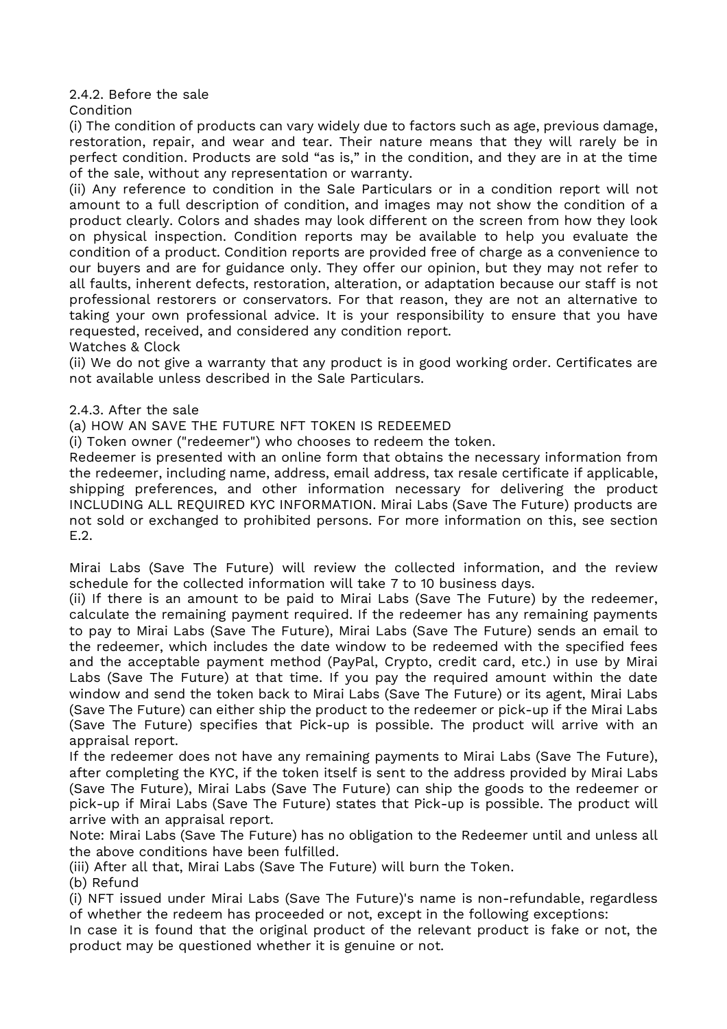2.4.2. Before the sale

Condition

(i) The condition of products can vary widely due to factors such as age, previous damage, restoration, repair, and wear and tear. Their nature means that they will rarely be in perfect condition. Products are sold "as is," in the condition, and they are in at the time of the sale, without any representation or warranty.

(ii) Any reference to condition in the Sale Particulars or in a condition report will not amount to a full description of condition, and images may not show the condition of a product clearly. Colors and shades may look different on the screen from how they look on physical inspection. Condition reports may be available to help you evaluate the condition of a product. Condition reports are provided free of charge as a convenience to our buyers and are for guidance only. They offer our opinion, but they may not refer to all faults, inherent defects, restoration, alteration, or adaptation because our staff is not professional restorers or conservators. For that reason, they are not an alternative to taking your own professional advice. It is your responsibility to ensure that you have requested, received, and considered any condition report.

Watches & Clock

(ii) We do not give a warranty that any product is in good working order. Certificates are not available unless described in the Sale Particulars.

2.4.3. After the sale

(a) HOW AN SAVE THE FUTURE NFT TOKEN IS REDEEMED

(i) Token owner ("redeemer") who chooses to redeem the token.

Redeemer is presented with an online form that obtains the necessary information from the redeemer, including name, address, email address, tax resale certificate if applicable, shipping preferences, and other information necessary for delivering the product INCLUDING ALL REQUIRED KYC INFORMATION. Mirai Labs (Save The Future) products are not sold or exchanged to prohibited persons. For more information on this, see section E.2.

Mirai Labs (Save The Future) will review the collected information, and the review schedule for the collected information will take 7 to 10 business days.

(ii) If there is an amount to be paid to Mirai Labs (Save The Future) by the redeemer, calculate the remaining payment required. If the redeemer has any remaining payments to pay to Mirai Labs (Save The Future), Mirai Labs (Save The Future) sends an email to the redeemer, which includes the date window to be redeemed with the specified fees and the acceptable payment method (PayPal, Crypto, credit card, etc.) in use by Mirai Labs (Save The Future) at that time. If you pay the required amount within the date window and send the token back to Mirai Labs (Save The Future) or its agent, Mirai Labs (Save The Future) can either ship the product to the redeemer or pick-up if the Mirai Labs (Save The Future) specifies that Pick-up is possible. The product will arrive with an appraisal report.

If the redeemer does not have any remaining payments to Mirai Labs (Save The Future), after completing the KYC, if the token itself is sent to the address provided by Mirai Labs (Save The Future), Mirai Labs (Save The Future) can ship the goods to the redeemer or pick-up if Mirai Labs (Save The Future) states that Pick-up is possible. The product will arrive with an appraisal report.

Note: Mirai Labs (Save The Future) has no obligation to the Redeemer until and unless all the above conditions have been fulfilled.

(iii) After all that, Mirai Labs (Save The Future) will burn the Token.

(b) Refund

(i) NFT issued under Mirai Labs (Save The Future)'s name is non-refundable, regardless of whether the redeem has proceeded or not, except in the following exceptions:

In case it is found that the original product of the relevant product is fake or not, the product may be questioned whether it is genuine or not.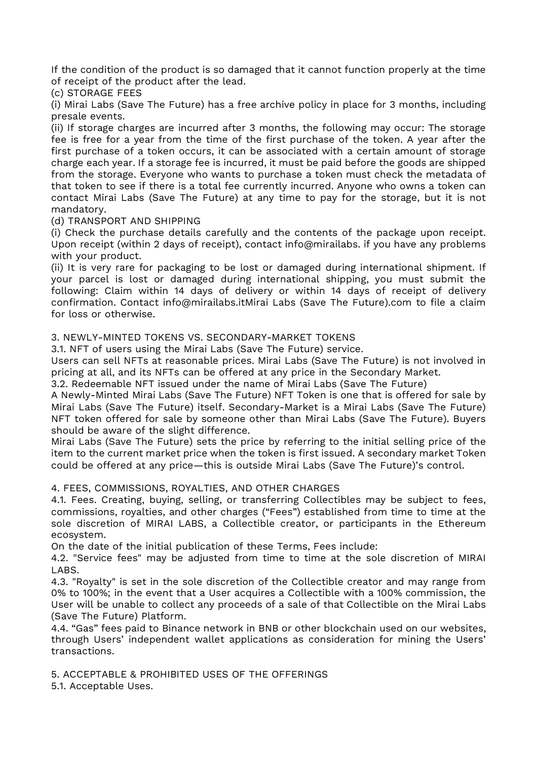If the condition of the product is so damaged that it cannot function properly at the time of receipt of the product after the lead.

(c) STORAGE FEES

(i) Mirai Labs (Save The Future) has a free archive policy in place for 3 months, including presale events.

(ii) If storage charges are incurred after 3 months, the following may occur: The storage fee is free for a year from the time of the first purchase of the token. A year after the first purchase of a token occurs, it can be associated with a certain amount of storage charge each year. If a storage fee is incurred, it must be paid before the goods are shipped from the storage. Everyone who wants to purchase a token must check the metadata of that token to see if there is a total fee currently incurred. Anyone who owns a token can contact Mirai Labs (Save The Future) at any time to pay for the storage, but it is not mandatory.

(d) TRANSPORT AND SHIPPING

(i) Check the purchase details carefully and the contents of the package upon receipt. Upon receipt (within 2 days of receipt), contact info@mirailabs. if you have any problems with your product.

(ii) It is very rare for packaging to be lost or damaged during international shipment. If your parcel is lost or damaged during international shipping, you must submit the following: Claim within 14 days of delivery or within 14 days of receipt of delivery confirmation. Contact info@mirailabs.itMirai Labs (Save The Future).com to file a claim for loss or otherwise.

3. NEWLY-MINTED TOKENS VS. SECONDARY-MARKET TOKENS

3.1. NFT of users using the Mirai Labs (Save The Future) service.

Users can sell NFTs at reasonable prices. Mirai Labs (Save The Future) is not involved in pricing at all, and its NFTs can be offered at any price in the Secondary Market.

3.2. Redeemable NFT issued under the name of Mirai Labs (Save The Future)

A Newly-Minted Mirai Labs (Save The Future) NFT Token is one that is offered for sale by Mirai Labs (Save The Future) itself. Secondary-Market is a Mirai Labs (Save The Future) NFT token offered for sale by someone other than Mirai Labs (Save The Future). Buyers should be aware of the slight difference.

Mirai Labs (Save The Future) sets the price by referring to the initial selling price of the item to the current market price when the token is first issued. A secondary market Token could be offered at any price—this is outside Mirai Labs (Save The Future)'s control.

4. FEES, COMMISSIONS, ROYALTIES, AND OTHER CHARGES

4.1. Fees. Creating, buying, selling, or transferring Collectibles may be subject to fees, commissions, royalties, and other charges ("Fees") established from time to time at the sole discretion of MIRAI LABS, a Collectible creator, or participants in the Ethereum ecosystem.

On the date of the initial publication of these Terms, Fees include:

4.2. "Service fees" may be adjusted from time to time at the sole discretion of MIRAI LABS.

4.3. "Royalty" is set in the sole discretion of the Collectible creator and may range from 0% to 100%; in the event that a User acquires a Collectible with a 100% commission, the User will be unable to collect any proceeds of a sale of that Collectible on the Mirai Labs (Save The Future) Platform.

4.4. "Gas" fees paid to Binance network in BNB or other blockchain used on our websites, through Users' independent wallet applications as consideration for mining the Users' transactions.

5. ACCEPTABLE & PROHIBITED USES OF THE OFFERINGS

5.1. Acceptable Uses.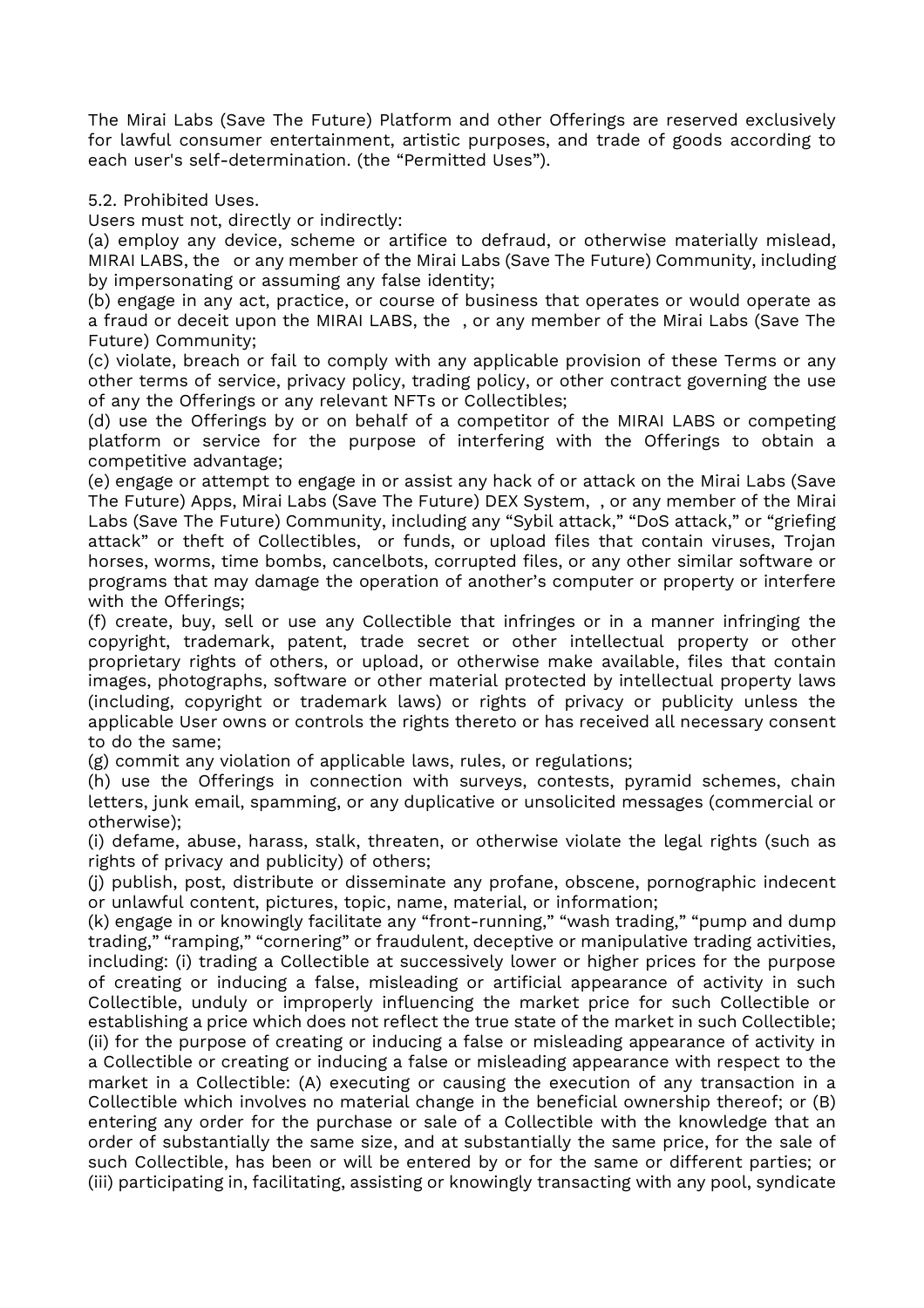The Mirai Labs (Save The Future) Platform and other Offerings are reserved exclusively for lawful consumer entertainment, artistic purposes, and trade of goods according to each user's self-determination. (the "Permitted Uses").

5.2. Prohibited Uses.

Users must not, directly or indirectly:

(a) employ any device, scheme or artifice to defraud, or otherwise materially mislead, MIRAI LABS, the  or any member of the Mirai Labs (Save The Future) Community, including by impersonating or assuming any false identity;

(b) engage in any act, practice, or course of business that operates or would operate as a fraud or deceit upon the MIRAI LABS, the  , or any member of the Mirai Labs (Save The Future) Community;

(c) violate, breach or fail to comply with any applicable provision of these Terms or any other terms of service, privacy policy, trading policy, or other contract governing the use of any the Offerings or any relevant NFTs or Collectibles;

(d) use the Offerings by or on behalf of a competitor of the MIRAI LABS or competing platform or service for the purpose of interfering with the Offerings to obtain a competitive advantage;

(e) engage or attempt to engage in or assist any hack of or attack on the Mirai Labs (Save The Future) Apps, Mirai Labs (Save The Future) DEX System,  , or any member of the Mirai Labs (Save The Future) Community, including any "Sybil attack," "DoS attack," or "griefing attack" or theft of Collectibles,  or funds, or upload files that contain viruses, Trojan horses, worms, time bombs, cancelbots, corrupted files, or any other similar software or programs that may damage the operation of another's computer or property or interfere with the Offerings;

(f) create, buy, sell or use any Collectible that infringes or in a manner infringing the copyright, trademark, patent, trade secret or other intellectual property or other proprietary rights of others, or upload, or otherwise make available, files that contain images, photographs, software or other material protected by intellectual property laws (including, copyright or trademark laws) or rights of privacy or publicity unless the applicable User owns or controls the rights thereto or has received all necessary consent to do the same;

(g) commit any violation of applicable laws, rules, or regulations;

(h) use the Offerings in connection with surveys, contests, pyramid schemes, chain letters, junk email, spamming, or any duplicative or unsolicited messages (commercial or otherwise);

(i) defame, abuse, harass, stalk, threaten, or otherwise violate the legal rights (such as rights of privacy and publicity) of others;

(j) publish, post, distribute or disseminate any profane, obscene, pornographic indecent or unlawful content, pictures, topic, name, material, or information;

(k) engage in or knowingly facilitate any "front-running," "wash trading," "pump and dump trading," "ramping," "cornering" or fraudulent, deceptive or manipulative trading activities, including: (i) trading a Collectible at successively lower or higher prices for the purpose of creating or inducing a false, misleading or artificial appearance of activity in such Collectible, unduly or improperly influencing the market price for such Collectible or establishing a price which does not reflect the true state of the market in such Collectible; (ii) for the purpose of creating or inducing a false or misleading appearance of activity in a Collectible or creating or inducing a false or misleading appearance with respect to the market in a Collectible: (A) executing or causing the execution of any transaction in a Collectible which involves no material change in the beneficial ownership thereof; or (B) entering any order for the purchase or sale of a Collectible with the knowledge that an order of substantially the same size, and at substantially the same price, for the sale of such Collectible, has been or will be entered by or for the same or different parties; or (iii) participating in, facilitating, assisting or knowingly transacting with any pool, syndicate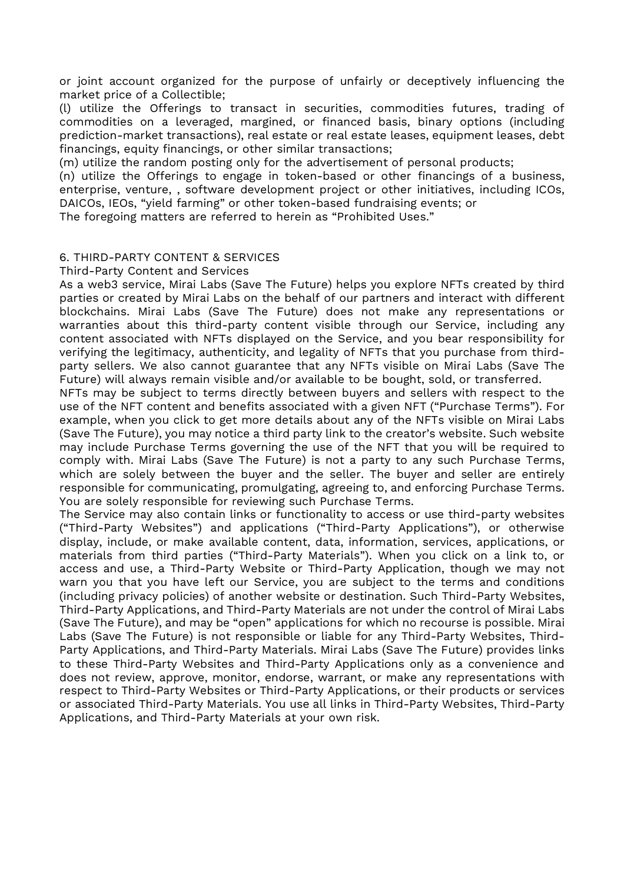or joint account organized for the purpose of unfairly or deceptively influencing the market price of a Collectible;

(l) utilize the Offerings to transact in securities, commodities futures, trading of commodities on a leveraged, margined, or financed basis, binary options (including prediction-market transactions), real estate or real estate leases, equipment leases, debt financings, equity financings, or other similar transactions;

(m) utilize the random posting only for the advertisement of personal products;

(n) utilize the Offerings to engage in token-based or other financings of a business, enterprise, venture, , software development project or other initiatives, including ICOs, DAICOs, IEOs, "yield farming" or other token-based fundraising events; or

The foregoing matters are referred to herein as "Prohibited Uses."

## 6. THIRD-PARTY CONTENT & SERVICES

### Third-Party Content and Services

As a web3 service, Mirai Labs (Save The Future) helps you explore NFTs created by third parties or created by Mirai Labs on the behalf of our partners and interact with different blockchains. Mirai Labs (Save The Future) does not make any representations or warranties about this third-party content visible through our Service, including any content associated with NFTs displayed on the Service, and you bear responsibility for verifying the legitimacy, authenticity, and legality of NFTs that you purchase from third-party sellers. We also cannot guarantee that any NFTs visible on Mirai Labs (Save The Future) will always remain visible and/or available to be bought, sold, or transferred.

NFTs may be subject to terms directly between buyers and sellers with respect to the use of the NFT content and benefits associated with a given NFT ("Purchase Terms"). For example, when you click to get more details about any of the NFTs visible on Mirai Labs (Save The Future), you may notice a third party link to the creator's website. Such website may include Purchase Terms governing the use of the NFT that you will be required to comply with. Mirai Labs (Save The Future) is not a party to any such Purchase Terms, which are solely between the buyer and the seller. The buyer and seller are entirely responsible for communicating, promulgating, agreeing to, and enforcing Purchase Terms. You are solely responsible for reviewing such Purchase Terms.

The Service may also contain links or functionality to access or use third-party websites ("Third-Party Websites") and applications ("Third-Party Applications"), or otherwise display, include, or make available content, data, information, services, applications, or materials from third parties ("Third-Party Materials"). When you click on a link to, or access and use, a Third-Party Website or Third-Party Application, though we may not warn you that you have left our Service, you are subject to the terms and conditions (including privacy policies) of another website or destination. Such Third-Party Websites, Third-Party Applications, and Third-Party Materials are not under the control of Mirai Labs (Save The Future), and may be "open" applications for which no recourse is possible. Mirai Labs (Save The Future) is not responsible or liable for any Third-Party Websites, Third-Party Applications, and Third-Party Materials. Mirai Labs (Save The Future) provides links to these Third-Party Websites and Third-Party Applications only as a convenience and does not review, approve, monitor, endorse, warrant, or make any representations with respect to Third-Party Websites or Third-Party Applications, or their products or services or associated Third-Party Materials. You use all links in Third-Party Websites, Third-Party Applications, and Third-Party Materials at your own risk.